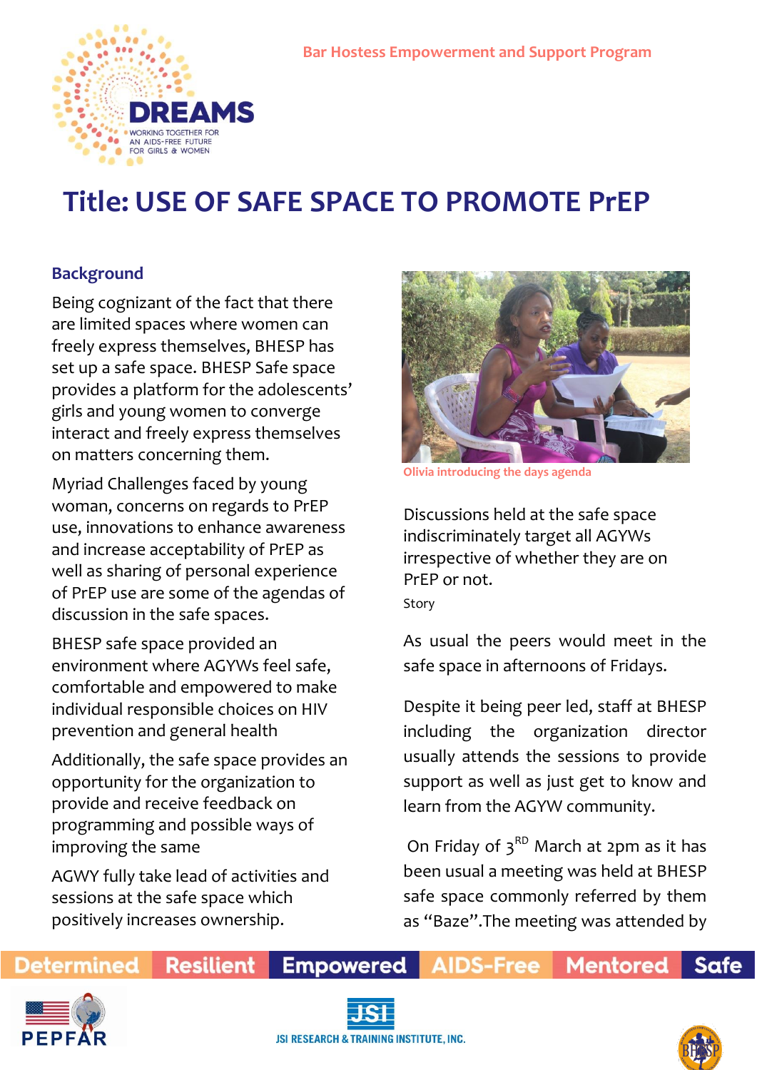Bar Hostess Empowerment and Support Program

# Title: USE OF SAFE SPACE TO PROMOTE PrEP

## Background

Being cognizant of the fact that there are limited spaces where women can freely express themselves, BHESP has set up a safe space. BHESP Safe space provides a platform for the adolescents' girls and young women to converge interact and freely express themselves on matters concerning them.

Myriad Challenges faced by young woman, concerns on regards to PrEP use, innovations to enhance awareness and increase acceptability of PrEP as well as sharing of personal experience of PrEP use are some of the agendas of discussion in the safe spaces.

BHESP safe space provided an environment where AGYWs feel safe, comfortable and empowered to make individual responsible choices on HIV prevention and general health

Additionally, the safe space provides an opportunity for the organization to provide and receive feedback on programming and possible ways of improving the same

AGWY fully take lead of activities and sessions at the safe space which positively increases ownership.

Olivia introducing the days agenda

Discussions held at the safe space indiscriminately target all AGYWs irrespective of whether they are on PrEP or not.

Story

As usual the peers would meet in the safe space in afternoons of Fridays.

Despite it being peer led, staff at BHESP including the organization director usually attends the sessions to provide support as well as just get to know and learn from the AGYW community.

On Friday of 3[RD] March at 2pm as it has been usual a meeting was held at BHESP safe space commonly referred by them as "Baze".The meeting was attended by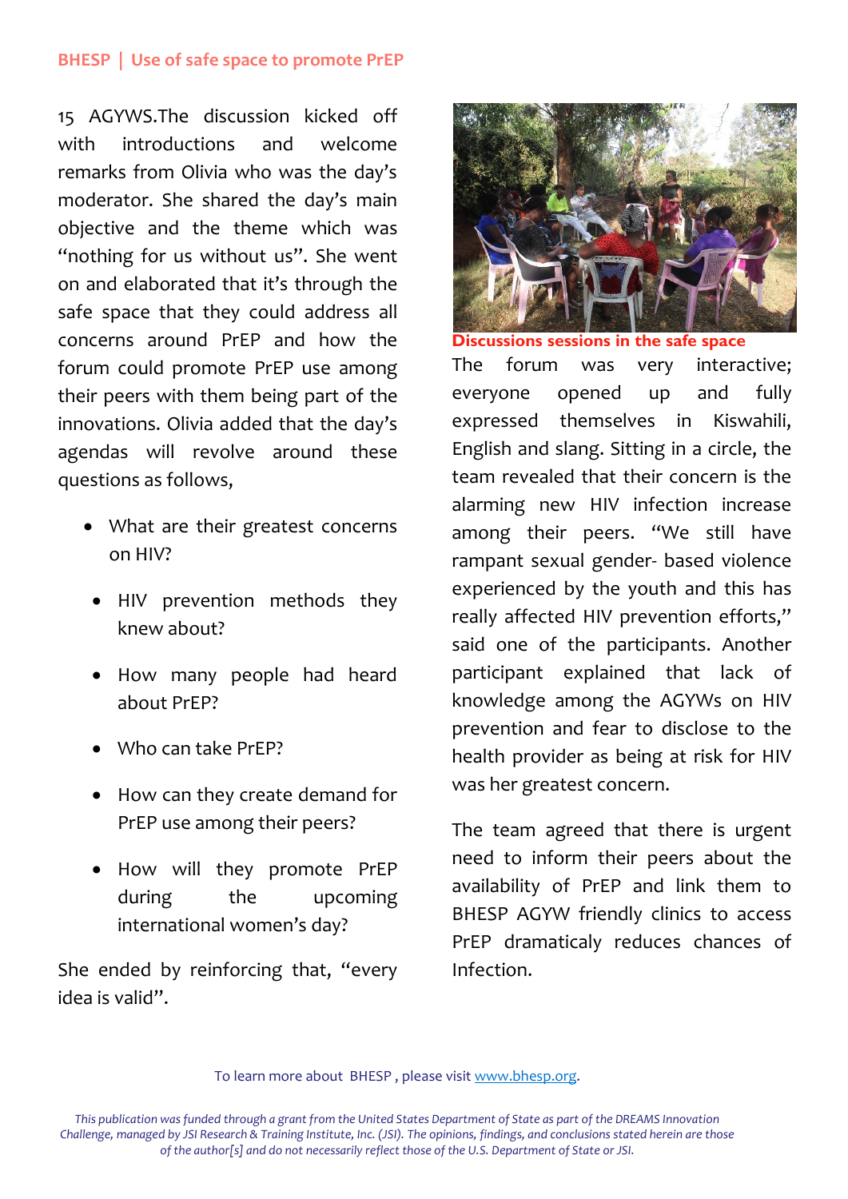15 AGYWS.The discussion kicked off with introductions and welcome remarks from Olivia who was the day's moderator. She shared the day's main objective and the theme which was "nothing for us without us". She went on and elaborated that it's through the safe space that they could address all concerns around PrEP and how the forum could promote PrEP use among their peers with them being part of the innovations. Olivia added that the day's agendas will revolve around these questions as follows,

- What are their greatest concerns on HIV?
- HIV prevention methods they knew about?
- How many people had heard about PrEP?
- Who can take PrEP?
- How can they create demand for PrEP use among their peers?
- How will they promote PrEP during the upcoming international women's day?

She ended by reinforcing that, "every idea is valid".

**Discussions sessions in the safe space**

The forum was very interactive; everyone opened up and fully expressed themselves in Kiswahili, English and slang. Sitting in a circle, the team revealed that their concern is the alarming new HIV infection increase among their peers. "We still have rampant sexual gender- based violence experienced by the youth and this has really affected HIV prevention efforts," said one of the participants. Another participant explained that lack of knowledge among the AGYWs on HIV prevention and fear to disclose to the health provider as being at risk for HIV was her greatest concern.

The team agreed that there is urgent need to inform their peers about the availability of PrEP and link them to BHESP AGYW friendly clinics to access PrEP dramaticaly reduces chances of Infection.

To learn more about BHESP , please visit www.bhesp.org.

*This publication was funded through a grant from the United States Department of State as part of the DREAMS Innovation Challenge, managed by JSI Research & Training Institute, Inc. (JSI). The opinions, findings, and conclusions stated herein are those of the author[s] and do not necessarily reflect those of the U.S. Department of State or JSI.*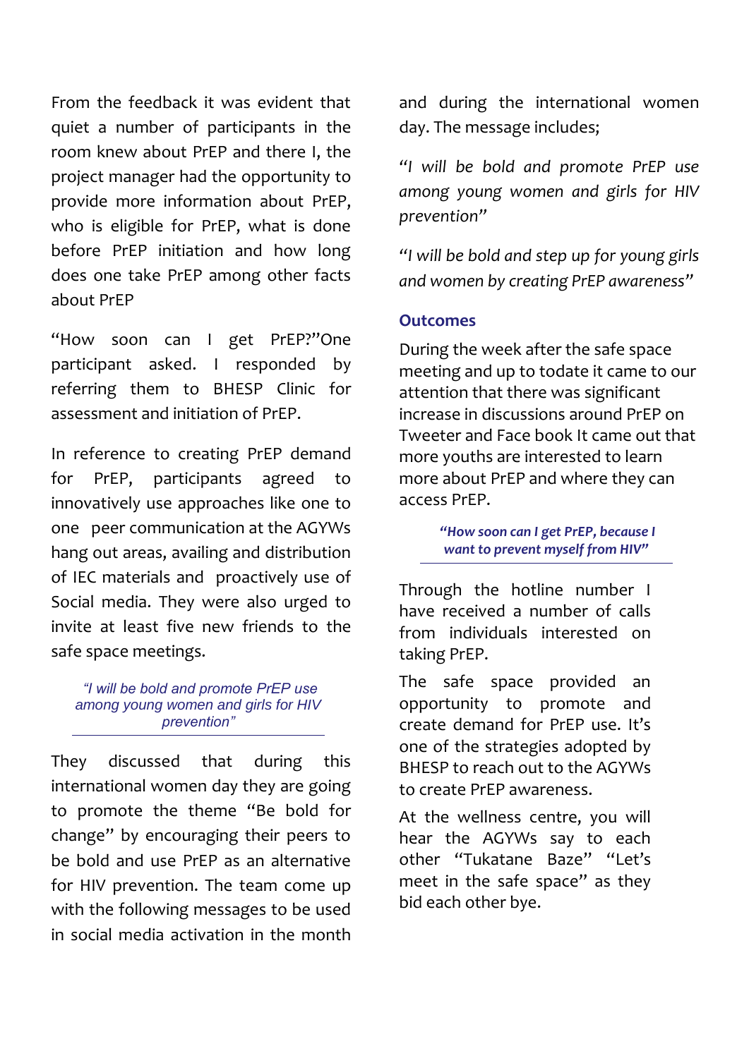From the feedback it was evident that quiet a number of participants in the room knew about PrEP and there I, the project manager had the opportunity to provide more information about PrEP, who is eligible for PrEP, what is done before PrEP initiation and how long does one take PrEP among other facts about PrEP

"How soon can I get PrEP?"One participant asked. I responded by referring them to BHESP Clinic for assessment and initiation of PrEP.

In reference to creating PrEP demand for PrEP, participants agreed to innovatively use approaches like one to one peer communication at the AGYWs hang out areas, availing and distribution of IEC materials and proactively use of Social media. They were also urged to invite at least five new friends to the safe space meetings.

*"I will be bold and promote PrEP use among young women and girls for HIV prevention"*

They discussed that during this international women day they are going to promote the theme "Be bold for change" by encouraging their peers to be bold and use PrEP as an alternative for HIV prevention. The team come up with the following messages to be used in social media activation in the month and during the international women day. The message includes;

*"I will be bold and promote PrEP use among young women and girls for HIV prevention"*

*"I will be bold and step up for young girls and women by creating PrEP awareness"*

## Outcomes

During the week after the safe space meeting and up to todate it came to our attention that there was significant increase in discussions around PrEP on Tweeter and Face book It came out that more youths are interested to learn more about PrEP and where they can access PrEP.

***"How soon can I get PrEP, because I want to prevent myself from HIV"***

Through the hotline number I have received a number of calls from individuals interested on taking PrEP.

The safe space provided an opportunity to promote and create demand for PrEP use. It's one of the strategies adopted by BHESP to reach out to the AGYWs to create PrEP awareness.

At the wellness centre, you will hear the AGYWs say to each other "Tukatane Baze" "Let's meet in the safe space" as they bid each other bye.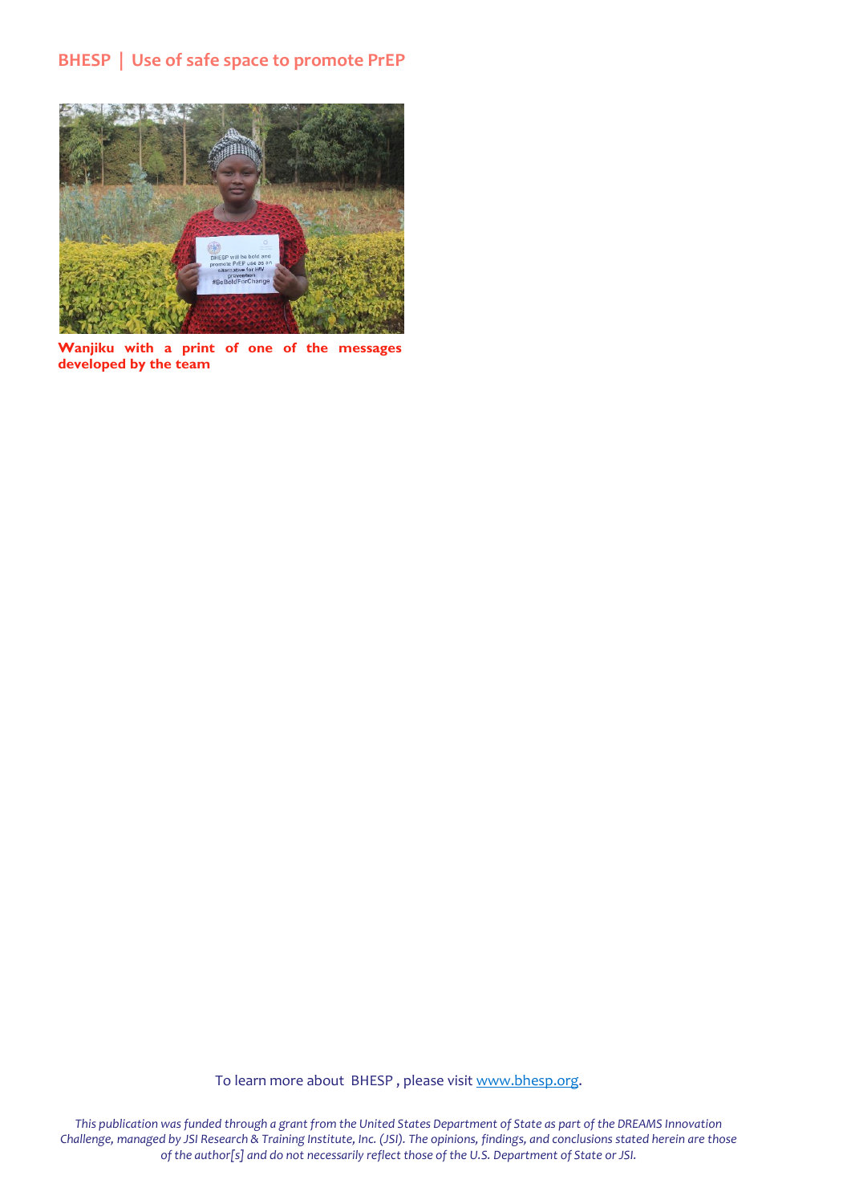Wanjiku with a print of one of the messages developed by the team

To learn more about BHESP , please visit www.bhesp.org.

*This publication was funded through a grant from the United States Department of State as part of the DREAMS Innovation Challenge, managed by JSI Research & Training Institute, Inc. (JSI). The opinions, findings, and conclusions stated herein are those of the author[s] and do not necessarily reflect those of the U.S. Department of State or JSI.*